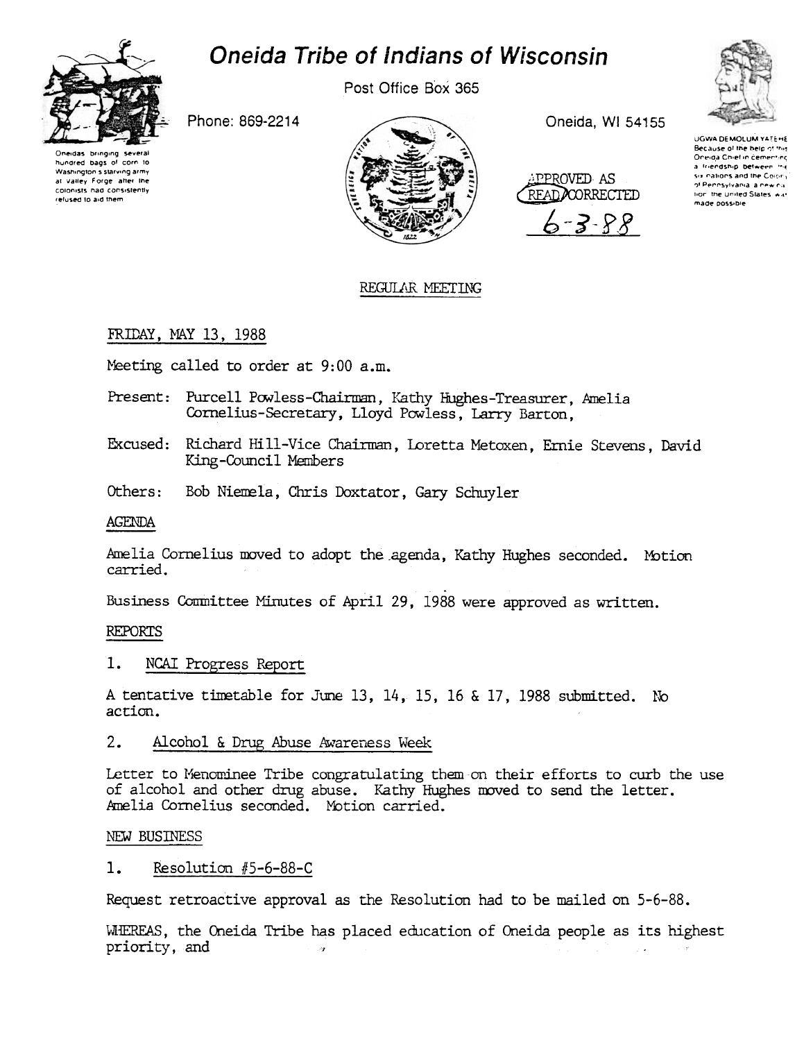# Oneida Tribe of Indians of Wisconsin

Post Office Box 365

Phone: 869-2214

Oneida, WI 54155

Oneidas bringing several hundred bags of corn to Washington's starving army at Valley Forge after the colonists had consistently refused to aid them

UGWA DEMOLUM YATEHE Because of the help of this Oneida Chief in cementing a friendship between the six nations and the Colony of Pennsylvania a new nation the United States was made possible

APPROVED AS READ/CORRECTED 6-3-88

## REGULAR MEETING

FRIDAY, MAY 13, 1988

Meeting called to order at 9:00 a.m.

Present: Purcell Powless-Chairman, Kathy Hughes-Treasurer, Amelia Cornelius-Secretary, Lloyd Powless, Larry Barton,

Excused: Richard Hill-Vice Chairman, Loretta Metoxen, Ernie Stevens, David King-Council Members

Others: Bob Niemela, Chris Doxtator, Gary Schuyler

AGENDA

Amelia Cornelius moved to adopt the agenda, Kathy Hughes seconded. Motion carried.

Business Committee Minutes of April 29, 1988 were approved as written.

REPORTS

1. NCAI Progress Report

A tentative timetable for June 13, 14, 15, 16 & 17, 1988 submitted. No action.

2. Alcohol & Drug Abuse Awareness Week

Letter to Menominee Tribe congratulating them on their efforts to curb the use of alcohol and other drug abuse. Kathy Hughes moved to send the letter. Amelia Cornelius seconded. Motion carried.

NEW BUSINESS

1. Resolution #5-6-88-C

Request retroactive approval as the Resolution had to be mailed on 5-6-88.

WHEREAS, the Oneida Tribe has placed education of Oneida people as its highest priority, and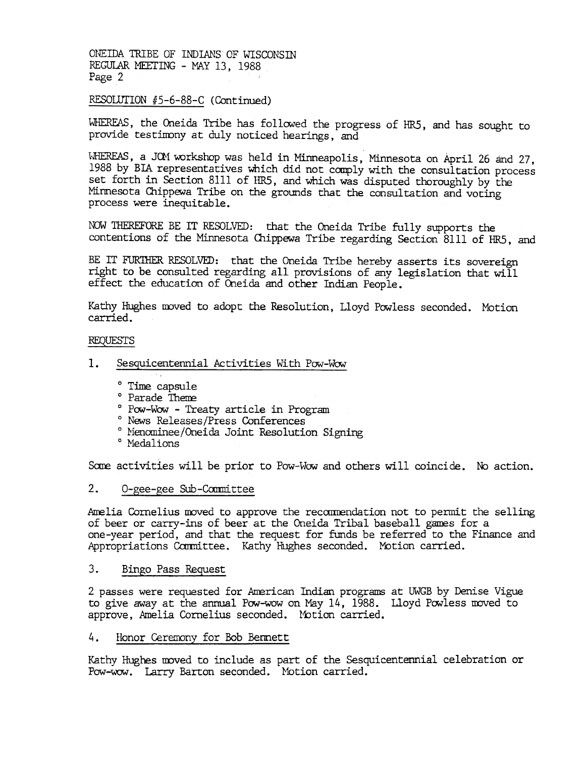RESOLUTION #5-6-88-C (Continued)

WHEREAS, the Oneida Tribe has followed the progress of HR5, and has sought to provide testimony at duly noticed hearings, and

WHEREAS, a JOM workshop was held in Minneapolis, Minnesota on April 26 and 27, 1988 by BIA representatives which did not comply with the consultation process set forth in Section 8111 of HR5, and which was disputed thoroughly by the Minnesota Chippewa Tribe on the grounds that the consultation and voting process were inequitable.

NOW THEREFORE BE IT RESOLVED: that the Oneida Tribe fully supports the contentions of the Minnesota Chippewa Tribe regarding Section 8111 of HR5, and

BE IT FURTHER RESOLVED: that the Oneida Tribe hereby asserts its sovereign right to be consulted regarding all provisions of any legislation that will effect the education of Oneida and other Indian People.

Kathy Hughes moved to adopt the Resolution, Lloyd Powless seconded. Motion carried.

REQUESTS

1. Sesquicentennial Activities With Pow-Wow

   ° Time capsule
   ° Parade Theme
   ° Pow-Wow - Treaty article in Program
   ° News Releases/Press Conferences
   ° Menominee/Oneida Joint Resolution Signing
   ° Medalions

Some activities will be prior to Pow-Wow and others will coincide. No action.

2. O-gee-gee Sub-Committee

Amelia Cornelius moved to approve the recommendation not to permit the selling of beer or carry-ins of beer at the Oneida Tribal baseball games for a one-year period, and that the request for funds be referred to the Finance and Appropriations Committee. Kathy Hughes seconded. Motion carried.

3. Bingo Pass Request

2 passes were requested for American Indian programs at UWGB by Denise Vigue to give away at the annual Pow-wow on May 14, 1988. Lloyd Powless moved to approve, Amelia Cornelius seconded. Motion carried.

4. Honor Ceremony for Bob Bennett

Kathy Hughes moved to include as part of the Sesquicentennial celebration or Pow-wow. Larry Barton seconded. Motion carried.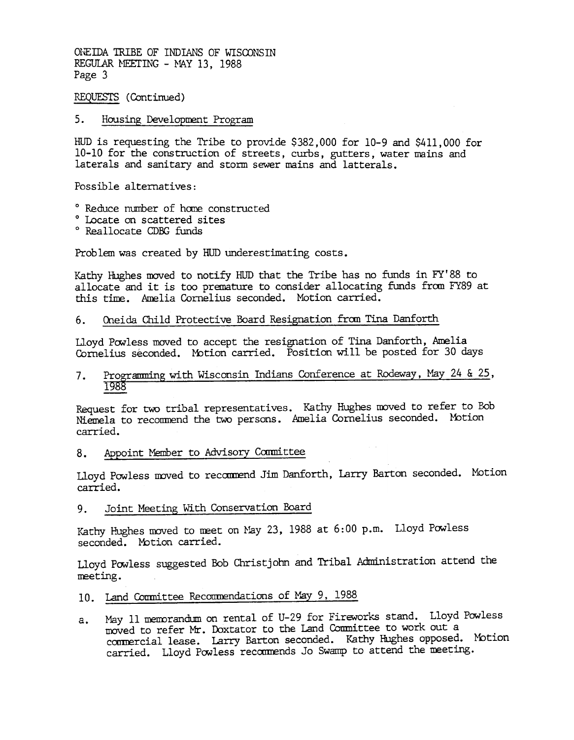ONEIDA TRIBE OF INDIANS OF WISCONSIN
REGULAR MEETING - MAY 13, 1988
Page 3

REQUESTS (Continued)

5. Housing Development Program

HUD is requesting the Tribe to provide $382,000 for 10-9 and $411,000 for 10-10 for the construction of streets, curbs, gutters, water mains and laterals and sanitary and storm sewer mains and latterals.

Possible alternatives:

° Reduce number of home constructed
° Locate on scattered sites
° Reallocate CDBG funds

Problem was created by HUD underestimating costs.

Kathy Hughes moved to notify HUD that the Tribe has no funds in FY'88 to allocate and it is too premature to consider allocating funds from FY89 at this time. Amelia Cornelius seconded. Motion carried.

6. Oneida Child Protective Board Resignation from Tina Danforth

Lloyd Powless moved to accept the resignation of Tina Danforth, Amelia Cornelius seconded. Motion carried. Position will be posted for 30 days

7. Programming with Wisconsin Indians Conference at Rodeway, May 24 & 25, 1988

Request for two tribal representatives. Kathy Hughes moved to refer to Bob Niemela to recommend the two persons. Amelia Cornelius seconded. Motion carried.

8. Appoint Member to Advisory Committee

Lloyd Powless moved to recommend Jim Danforth, Larry Barton seconded. Motion carried.

9. Joint Meeting With Conservation Board

Kathy Hughes moved to meet on May 23, 1988 at 6:00 p.m. Lloyd Powless seconded. Motion carried.

Lloyd Powless suggested Bob Christjohn and Tribal Administration attend the meeting.

10. Land Committee Recommendations of May 9, 1988

a. May 11 memorandum on rental of U-29 for Fireworks stand. Lloyd Powless moved to refer Mr. Doxtator to the Land Committee to work out a commercial lease. Larry Barton seconded. Kathy Hughes opposed. Motion carried. Lloyd Powless recommends Jo Swamp to attend the meeting.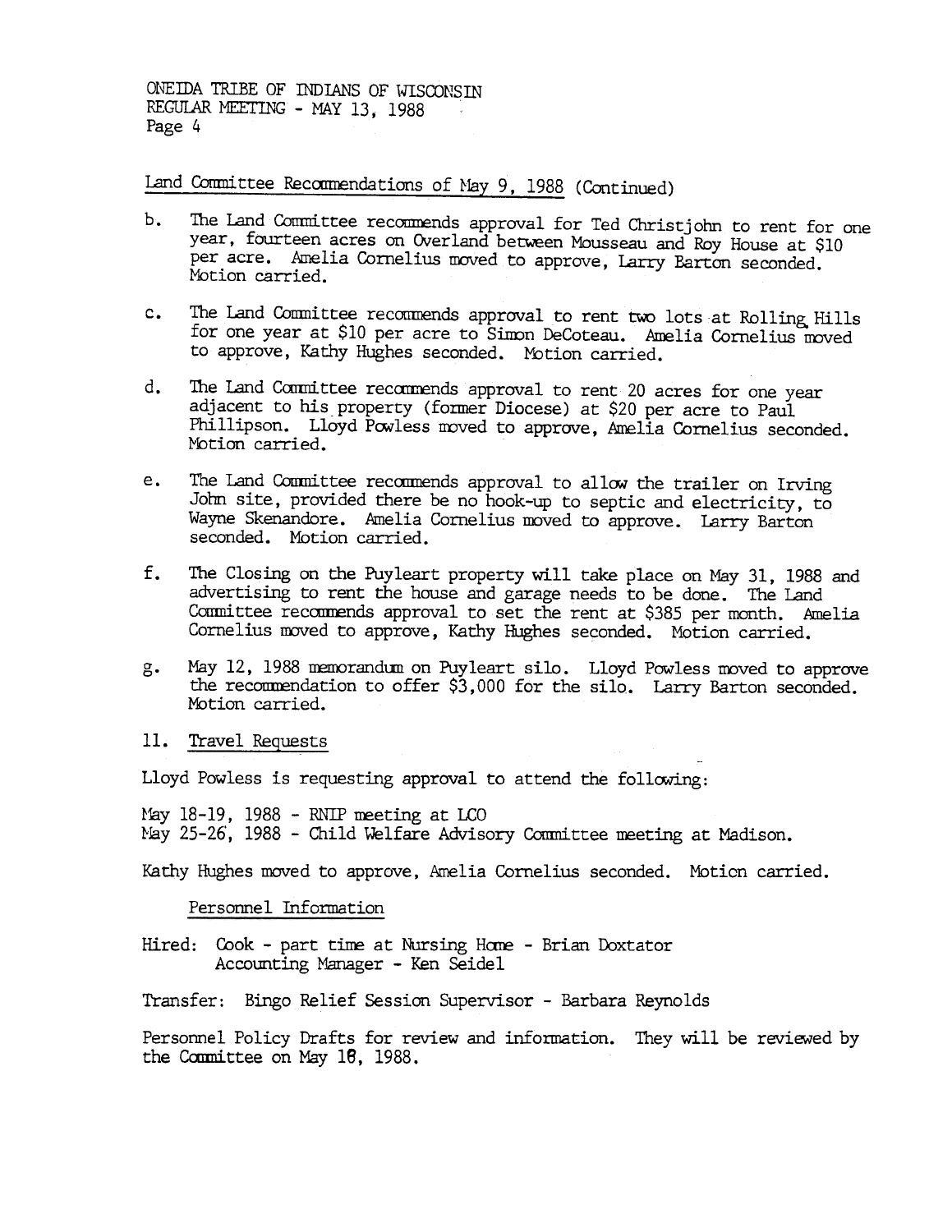Land Committee Recommendations of May 9, 1988 (Continued)

b. The Land Committee recommends approval for Ted Christjohn to rent for one year, fourteen acres on Overland between Mousseau and Roy House at $10 per acre. Amelia Cornelius moved to approve, Larry Barton seconded. Motion carried.

c. The Land Committee recommends approval to rent two lots at Rolling Hills for one year at $10 per acre to Simon DeCoteau. Amelia Cornelius moved to approve, Kathy Hughes seconded. Motion carried.

d. The Land Committee recommends approval to rent 20 acres for one year adjacent to his property (former Diocese) at $20 per acre to Paul Phillipson. Lloyd Powless moved to approve, Amelia Cornelius seconded. Motion carried.

e. The Land Committee recommends approval to allow the trailer on Irving John site, provided there be no hook-up to septic and electricity, to Wayne Skenandore. Amelia Cornelius moved to approve. Larry Barton seconded. Motion carried.

f. The Closing on the Puyleart property will take place on May 31, 1988 and advertising to rent the house and garage needs to be done. The Land Committee recommends approval to set the rent at $385 per month. Amelia Cornelius moved to approve, Kathy Hughes seconded. Motion carried.

g. May 12, 1988 memorandum on Puyleart silo. Lloyd Powless moved to approve the recommendation to offer $3,000 for the silo. Larry Barton seconded. Motion carried.

11. Travel Requests

Lloyd Powless is requesting approval to attend the following:

May 18-19, 1988 - RNIP meeting at LCO
May 25-26, 1988 - Child Welfare Advisory Committee meeting at Madison.

Kathy Hughes moved to approve, Amelia Cornelius seconded. Motion carried.

Personnel Information

Hired: Cook - part time at Nursing Home - Brian Doxtator
Accounting Manager - Ken Seidel

Transfer: Bingo Relief Session Supervisor - Barbara Reynolds

Personnel Policy Drafts for review and information. They will be reviewed by the Committee on May 18, 1988.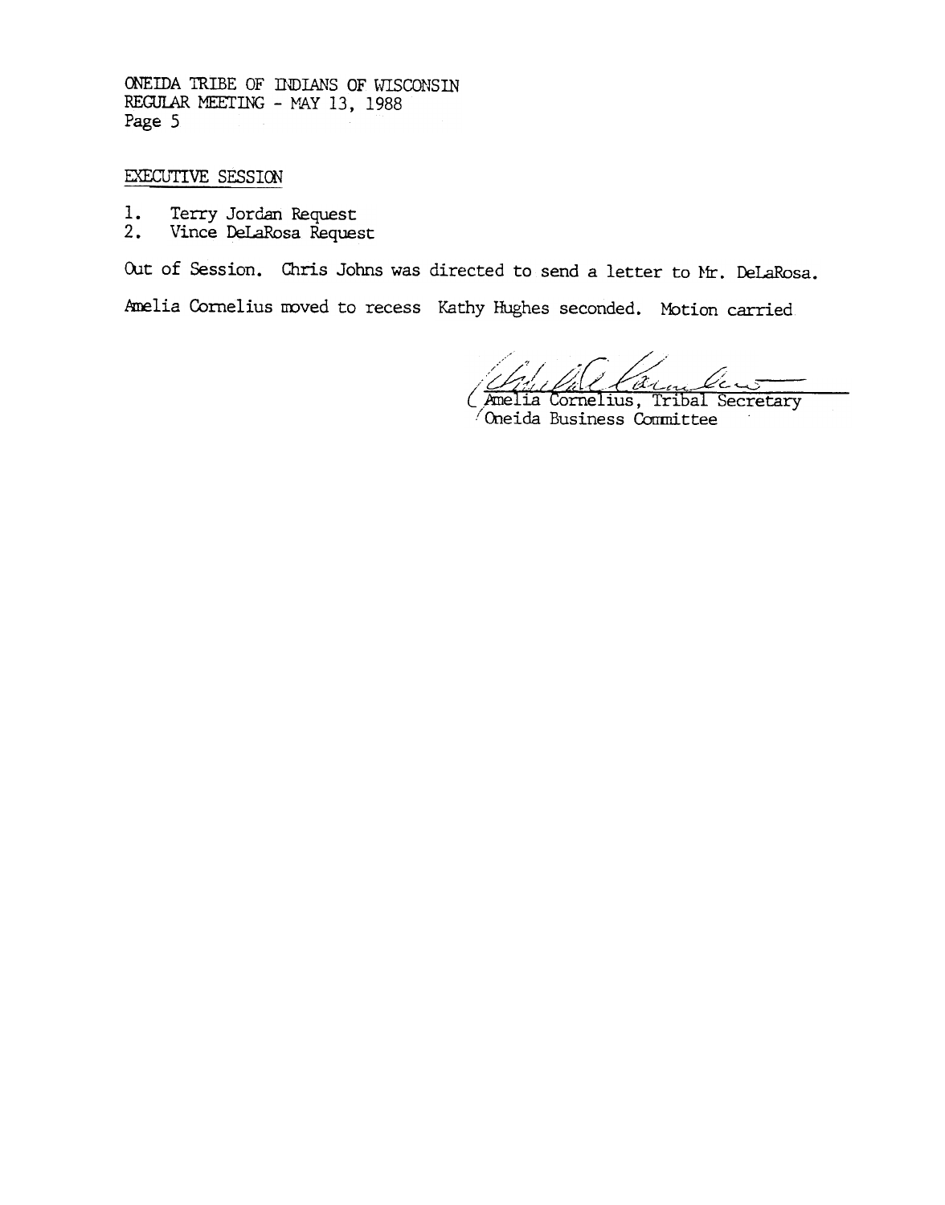ONEIDA TRIBE OF INDIANS OF WISCONSIN
REGULAR MEETING - MAY 13, 1988
Page 5

EXECUTIVE SESSION

1. Terry Jordan Request
2. Vince DeLaRosa Request

Out of Session. Chris Johns was directed to send a letter to Mr. DeLaRosa.

Amelia Cornelius moved to recess Kathy Hughes seconded. Motion carried

Amelia Cornelius, Tribal Secretary
Oneida Business Committee